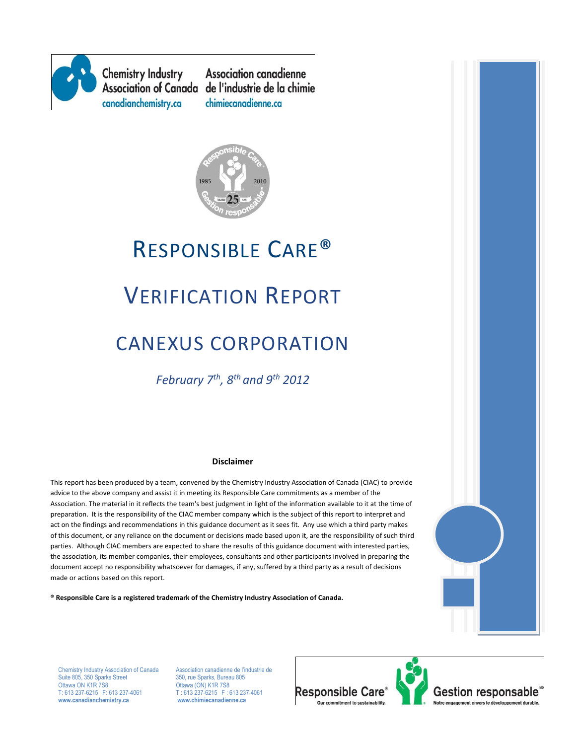Chemistry Industry Association of Canada
canadianchemistry.ca

Association canadienne de l'industrie de la chimie
chimiecanadienne.ca

# RESPONSIBLE CARE®

# VERIFICATION REPORT

# CANEXUS CORPORATION

*February 7th, 8th and 9th 2012*

**Disclaimer**

This report has been produced by a team, convened by the Chemistry Industry Association of Canada (CIAC) to provide advice to the above company and assist it in meeting its Responsible Care commitments as a member of the Association. The material in it reflects the team's best judgment in light of the information available to it at the time of preparation. It is the responsibility of the CIAC member company which is the subject of this report to interpret and act on the findings and recommendations in this guidance document as it sees fit. Any use which a third party makes of this document, or any reliance on the document or decisions made based upon it, are the responsibility of such third parties. Although CIAC members are expected to share the results of this guidance document with interested parties, the association, its member companies, their employees, consultants and other participants involved in preparing the document accept no responsibility whatsoever for damages, if any, suffered by a third party as a result of decisions made or actions based on this report.

**® Responsible Care is a registered trademark of the Chemistry Industry Association of Canada.**

Chemistry Industry Association of Canada
Suite 805, 350 Sparks Street
Ottawa ON K1R 7S8
T: 613 237-6215 F: 613 237-4061
**www.canadianchemistry.ca**

Association canadienne de l'industrie de
350, rue Sparks, Bureau 805
Ottawa (ON) K1R 7S8
T : 613 237-6215 F : 613 237-4061
**www.chimiecanadienne.ca**

Responsible Care® Our commitment to sustainability.
Gestion responsable® Notre engagement envers le développement durable.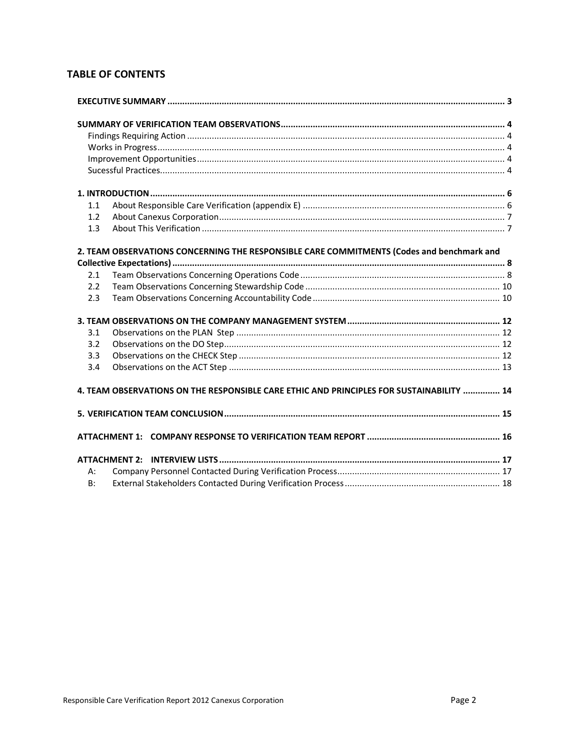## TABLE OF CONTENTS

**EXECUTIVE SUMMARY** ........ 3

**SUMMARY OF VERIFICATION TEAM OBSERVATIONS** ........ 4

- Findings Requiring Action ........ 4
- Works in Progress ........ 4
- Improvement Opportunities ........ 4
- Sucessful Practices ........ 4

**1. INTRODUCTION** ........ 6

- 1.1 About Responsible Care Verification (appendix E) ........ 6
- 1.2 About Canexus Corporation ........ 7
- 1.3 About This Verification ........ 7

**2. TEAM OBSERVATIONS CONCERNING THE RESPONSIBLE CARE COMMITMENTS (Codes and benchmark and Collective Expectations)** ........ 8

- 2.1 Team Observations Concerning Operations Code ........ 8
- 2.2 Team Observations Concerning Stewardship Code ........ 10
- 2.3 Team Observations Concerning Accountability Code ........ 10

**3. TEAM OBSERVATIONS ON THE COMPANY MANAGEMENT SYSTEM** ........ 12

- 3.1 Observations on the PLAN Step ........ 12
- 3.2 Observations on the DO Step ........ 12
- 3.3 Observations on the CHECK Step ........ 12
- 3.4 Observations on the ACT Step ........ 13

**4. TEAM OBSERVATIONS ON THE RESPONSIBLE CARE ETHIC AND PRINCIPLES FOR SUSTAINABILITY** ........ 14

**5. VERIFICATION TEAM CONCLUSION** ........ 15

**ATTACHMENT 1: COMPANY RESPONSE TO VERIFICATION TEAM REPORT** ........ 16

**ATTACHMENT 2: INTERVIEW LISTS** ........ 17

- A: Company Personnel Contacted During Verification Process ........ 17
- B: External Stakeholders Contacted During Verification Process ........ 18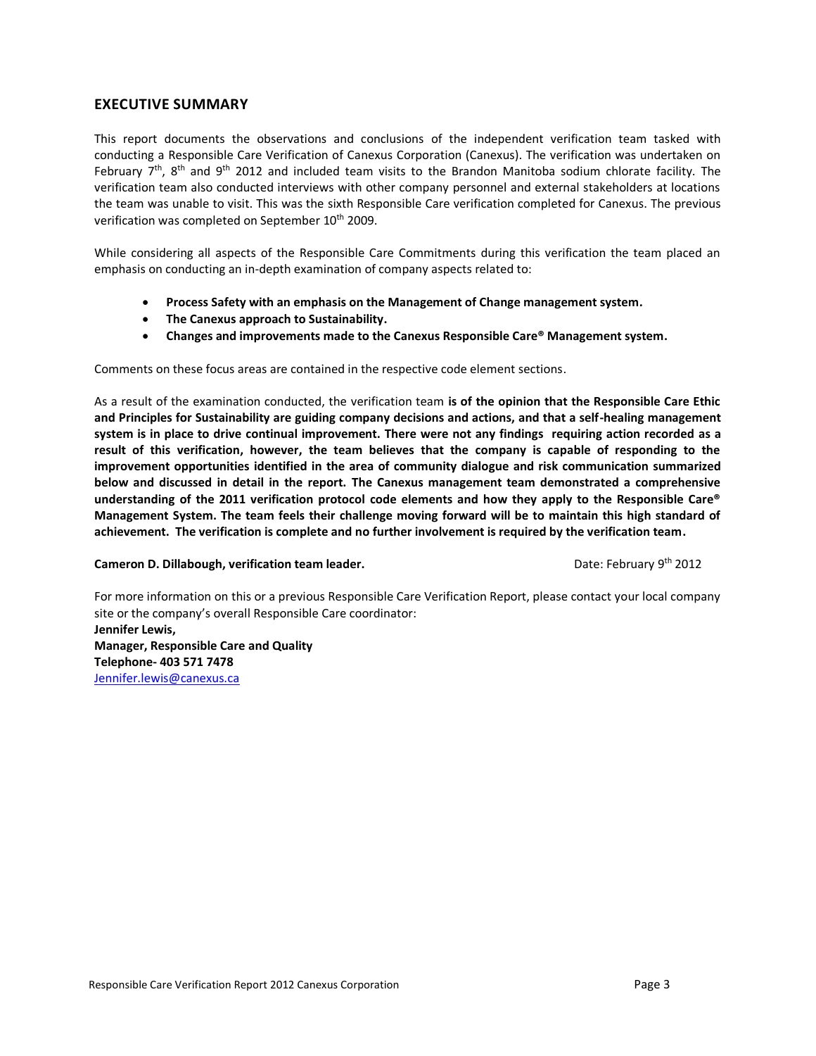## EXECUTIVE SUMMARY

This report documents the observations and conclusions of the independent verification team tasked with conducting a Responsible Care Verification of Canexus Corporation (Canexus). The verification was undertaken on February 7th, 8th and 9th 2012 and included team visits to the Brandon Manitoba sodium chlorate facility. The verification team also conducted interviews with other company personnel and external stakeholders at locations the team was unable to visit. This was the sixth Responsible Care verification completed for Canexus. The previous verification was completed on September 10th 2009.

While considering all aspects of the Responsible Care Commitments during this verification the team placed an emphasis on conducting an in-depth examination of company aspects related to:

- **Process Safety with an emphasis on the Management of Change management system.**
- **The Canexus approach to Sustainability.**
- **Changes and improvements made to the Canexus Responsible Care® Management system.**

Comments on these focus areas are contained in the respective code element sections.

As a result of the examination conducted, the verification team **is of the opinion that the Responsible Care Ethic and Principles for Sustainability are guiding company decisions and actions, and that a self-healing management system is in place to drive continual improvement. There were not any findings requiring action recorded as a result of this verification, however, the team believes that the company is capable of responding to the improvement opportunities identified in the area of community dialogue and risk communication summarized below and discussed in detail in the report. The Canexus management team demonstrated a comprehensive understanding of the 2011 verification protocol code elements and how they apply to the Responsible Care® Management System. The team feels their challenge moving forward will be to maintain this high standard of achievement. The verification is complete and no further involvement is required by the verification team.**

**Cameron D. Dillabough, verification team leader.** Date: February 9th 2012

For more information on this or a previous Responsible Care Verification Report, please contact your local company site or the company's overall Responsible Care coordinator:
**Jennifer Lewis,**
**Manager, Responsible Care and Quality**
**Telephone- 403 571 7478**
Jennifer.lewis@canexus.ca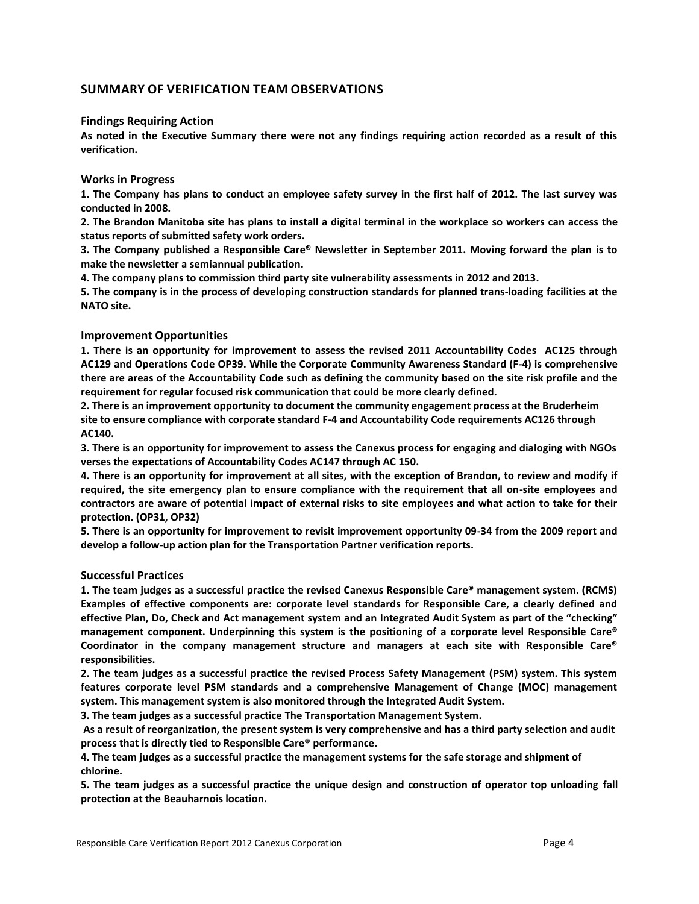## SUMMARY OF VERIFICATION TEAM OBSERVATIONS

### Findings Requiring Action

**As noted in the Executive Summary there were not any findings requiring action recorded as a result of this verification.**

### Works in Progress

**1. The Company has plans to conduct an employee safety survey in the first half of 2012. The last survey was conducted in 2008.**

**2. The Brandon Manitoba site has plans to install a digital terminal in the workplace so workers can access the status reports of submitted safety work orders.**

**3. The Company published a Responsible Care® Newsletter in September 2011. Moving forward the plan is to make the newsletter a semiannual publication.**

**4. The company plans to commission third party site vulnerability assessments in 2012 and 2013.**

**5. The company is in the process of developing construction standards for planned trans-loading facilities at the NATO site.**

### Improvement Opportunities

**1. There is an opportunity for improvement to assess the revised 2011 Accountability Codes AC125 through AC129 and Operations Code OP39. While the Corporate Community Awareness Standard (F-4) is comprehensive there are areas of the Accountability Code such as defining the community based on the site risk profile and the requirement for regular focused risk communication that could be more clearly defined.**

**2. There is an improvement opportunity to document the community engagement process at the Bruderheim site to ensure compliance with corporate standard F-4 and Accountability Code requirements AC126 through AC140.**

**3. There is an opportunity for improvement to assess the Canexus process for engaging and dialoging with NGOs verses the expectations of Accountability Codes AC147 through AC 150.**

**4. There is an opportunity for improvement at all sites, with the exception of Brandon, to review and modify if required, the site emergency plan to ensure compliance with the requirement that all on-site employees and contractors are aware of potential impact of external risks to site employees and what action to take for their protection. (OP31, OP32)**

**5. There is an opportunity for improvement to revisit improvement opportunity 09-34 from the 2009 report and develop a follow-up action plan for the Transportation Partner verification reports.**

### Successful Practices

**1. The team judges as a successful practice the revised Canexus Responsible Care® management system. (RCMS) Examples of effective components are: corporate level standards for Responsible Care, a clearly defined and effective Plan, Do, Check and Act management system and an Integrated Audit System as part of the "checking" management component. Underpinning this system is the positioning of a corporate level Responsible Care® Coordinator in the company management structure and managers at each site with Responsible Care® responsibilities.**

**2. The team judges as a successful practice the revised Process Safety Management (PSM) system. This system features corporate level PSM standards and a comprehensive Management of Change (MOC) management system. This management system is also monitored through the Integrated Audit System.**

**3. The team judges as a successful practice The Transportation Management System.**

**As a result of reorganization, the present system is very comprehensive and has a third party selection and audit process that is directly tied to Responsible Care® performance.**

**4. The team judges as a successful practice the management systems for the safe storage and shipment of chlorine.**

**5. The team judges as a successful practice the unique design and construction of operator top unloading fall protection at the Beauharnois location.**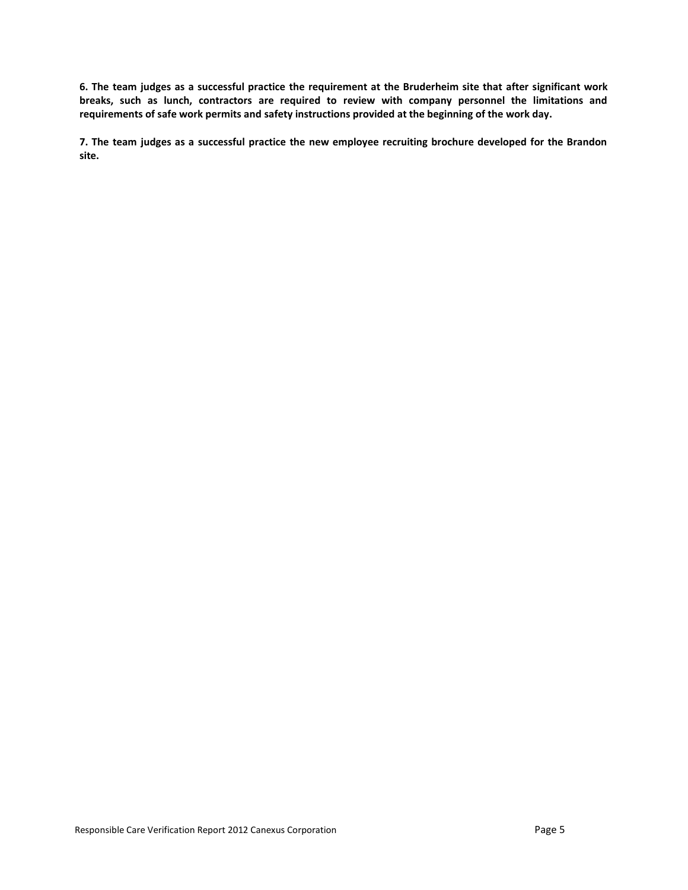**6. The team judges as a successful practice the requirement at the Bruderheim site that after significant work breaks, such as lunch, contractors are required to review with company personnel the limitations and requirements of safe work permits and safety instructions provided at the beginning of the work day.**

**7. The team judges as a successful practice the new employee recruiting brochure developed for the Brandon site.**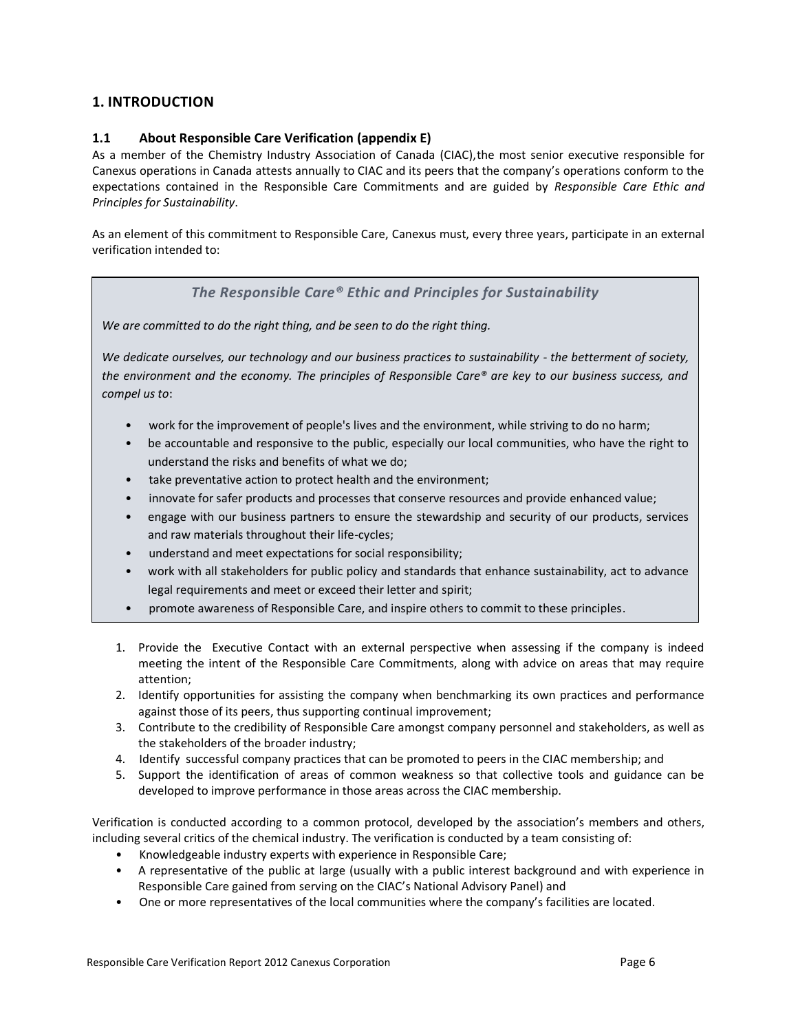## 1. INTRODUCTION

### 1.1 About Responsible Care Verification (appendix E)

As a member of the Chemistry Industry Association of Canada (CIAC),the most senior executive responsible for Canexus operations in Canada attests annually to CIAC and its peers that the company's operations conform to the expectations contained in the Responsible Care Commitments and are guided by *Responsible Care Ethic and Principles for Sustainability*.

As an element of this commitment to Responsible Care, Canexus must, every three years, participate in an external verification intended to:

> ***The Responsible Care® Ethic and Principles for Sustainability***
>
> *We are committed to do the right thing, and be seen to do the right thing.*
>
> *We dedicate ourselves, our technology and our business practices to sustainability - the betterment of society, the environment and the economy. The principles of Responsible Care® are key to our business success, and compel us to*:
>
> - work for the improvement of people's lives and the environment, while striving to do no harm;
> - be accountable and responsive to the public, especially our local communities, who have the right to understand the risks and benefits of what we do;
> - take preventative action to protect health and the environment;
> - innovate for safer products and processes that conserve resources and provide enhanced value;
> - engage with our business partners to ensure the stewardship and security of our products, services and raw materials throughout their life-cycles;
> - understand and meet expectations for social responsibility;
> - work with all stakeholders for public policy and standards that enhance sustainability, act to advance legal requirements and meet or exceed their letter and spirit;
> - promote awareness of Responsible Care, and inspire others to commit to these principles.

1. Provide the Executive Contact with an external perspective when assessing if the company is indeed meeting the intent of the Responsible Care Commitments, along with advice on areas that may require attention;
2. Identify opportunities for assisting the company when benchmarking its own practices and performance against those of its peers, thus supporting continual improvement;
3. Contribute to the credibility of Responsible Care amongst company personnel and stakeholders, as well as the stakeholders of the broader industry;
4. Identify successful company practices that can be promoted to peers in the CIAC membership; and
5. Support the identification of areas of common weakness so that collective tools and guidance can be developed to improve performance in those areas across the CIAC membership.

Verification is conducted according to a common protocol, developed by the association's members and others, including several critics of the chemical industry. The verification is conducted by a team consisting of:

- Knowledgeable industry experts with experience in Responsible Care;
- A representative of the public at large (usually with a public interest background and with experience in Responsible Care gained from serving on the CIAC's National Advisory Panel) and
- One or more representatives of the local communities where the company's facilities are located.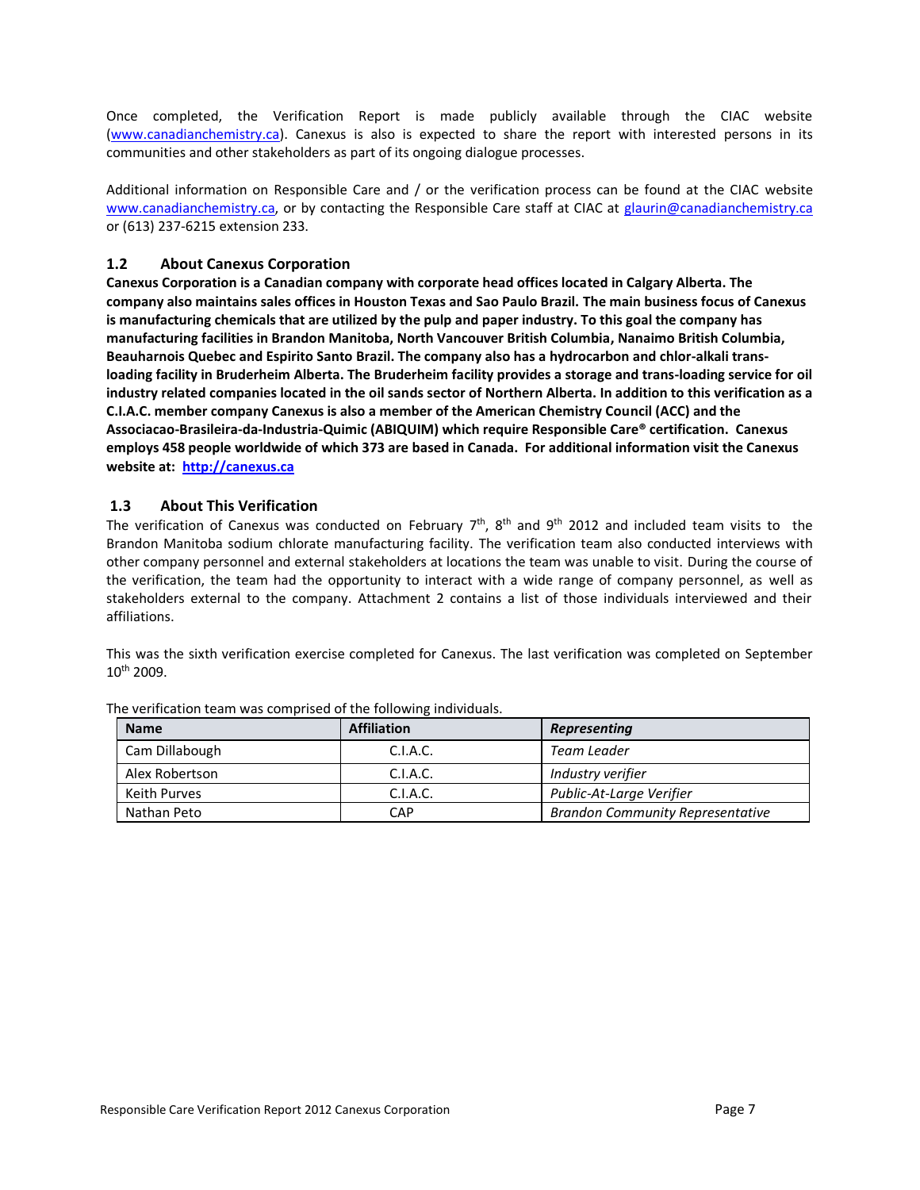Once completed, the Verification Report is made publicly available through the CIAC website (www.canadianchemistry.ca). Canexus is also is expected to share the report with interested persons in its communities and other stakeholders as part of its ongoing dialogue processes.

Additional information on Responsible Care and / or the verification process can be found at the CIAC website www.canadianchemistry.ca, or by contacting the Responsible Care staff at CIAC at glaurin@canadianchemistry.ca or (613) 237-6215 extension 233.

### 1.2 About Canexus Corporation

**Canexus Corporation is a Canadian company with corporate head offices located in Calgary Alberta. The company also maintains sales offices in Houston Texas and Sao Paulo Brazil. The main business focus of Canexus is manufacturing chemicals that are utilized by the pulp and paper industry. To this goal the company has manufacturing facilities in Brandon Manitoba, North Vancouver British Columbia, Nanaimo British Columbia, Beauharnois Quebec and Espirito Santo Brazil. The company also has a hydrocarbon and chlor-alkali trans-loading facility in Bruderheim Alberta. The Bruderheim facility provides a storage and trans-loading service for oil industry related companies located in the oil sands sector of Northern Alberta. In addition to this verification as a C.I.A.C. member company Canexus is also a member of the American Chemistry Council (ACC) and the Associacao-Brasileira-da-Industria-Quimic (ABIQUIM) which require Responsible Care® certification. Canexus employs 458 people worldwide of which 373 are based in Canada. For additional information visit the Canexus website at: http://canexus.ca**

### 1.3 About This Verification

The verification of Canexus was conducted on February 7th, 8th and 9th 2012 and included team visits to the Brandon Manitoba sodium chlorate manufacturing facility. The verification team also conducted interviews with other company personnel and external stakeholders at locations the team was unable to visit. During the course of the verification, the team had the opportunity to interact with a wide range of company personnel, as well as stakeholders external to the company. Attachment 2 contains a list of those individuals interviewed and their affiliations.

This was the sixth verification exercise completed for Canexus. The last verification was completed on September 10th 2009.

The verification team was comprised of the following individuals.

| Name | Affiliation | *Representing* |
|---|---|---|
| Cam Dillabough | C.I.A.C. | *Team Leader* |
| Alex Robertson | C.I.A.C. | *Industry verifier* |
| Keith Purves | C.I.A.C. | *Public-At-Large Verifier* |
| Nathan Peto | CAP | *Brandon Community Representative* |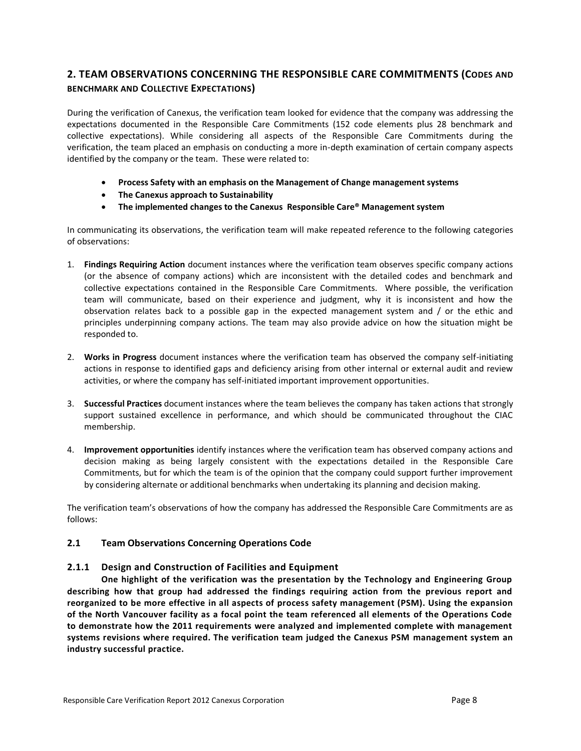## 2. TEAM OBSERVATIONS CONCERNING THE RESPONSIBLE CARE COMMITMENTS (CODES AND BENCHMARK AND COLLECTIVE EXPECTATIONS)

During the verification of Canexus, the verification team looked for evidence that the company was addressing the expectations documented in the Responsible Care Commitments (152 code elements plus 28 benchmark and collective expectations). While considering all aspects of the Responsible Care Commitments during the verification, the team placed an emphasis on conducting a more in-depth examination of certain company aspects identified by the company or the team. These were related to:

- **Process Safety with an emphasis on the Management of Change management systems**
- **The Canexus approach to Sustainability**
- **The implemented changes to the Canexus Responsible Care® Management system**

In communicating its observations, the verification team will make repeated reference to the following categories of observations:

1. **Findings Requiring Action** document instances where the verification team observes specific company actions (or the absence of company actions) which are inconsistent with the detailed codes and benchmark and collective expectations contained in the Responsible Care Commitments. Where possible, the verification team will communicate, based on their experience and judgment, why it is inconsistent and how the observation relates back to a possible gap in the expected management system and / or the ethic and principles underpinning company actions. The team may also provide advice on how the situation might be responded to.

2. **Works in Progress** document instances where the verification team has observed the company self-initiating actions in response to identified gaps and deficiency arising from other internal or external audit and review activities, or where the company has self-initiated important improvement opportunities.

3. **Successful Practices** document instances where the team believes the company has taken actions that strongly support sustained excellence in performance, and which should be communicated throughout the CIAC membership.

4. **Improvement opportunities** identify instances where the verification team has observed company actions and decision making as being largely consistent with the expectations detailed in the Responsible Care Commitments, but for which the team is of the opinion that the company could support further improvement by considering alternate or additional benchmarks when undertaking its planning and decision making.

The verification team's observations of how the company has addressed the Responsible Care Commitments are as follows:

### 2.1 Team Observations Concerning Operations Code

#### 2.1.1 Design and Construction of Facilities and Equipment

**One highlight of the verification was the presentation by the Technology and Engineering Group describing how that group had addressed the findings requiring action from the previous report and reorganized to be more effective in all aspects of process safety management (PSM). Using the expansion of the North Vancouver facility as a focal point the team referenced all elements of the Operations Code to demonstrate how the 2011 requirements were analyzed and implemented complete with management systems revisions where required. The verification team judged the Canexus PSM management system an industry successful practice.**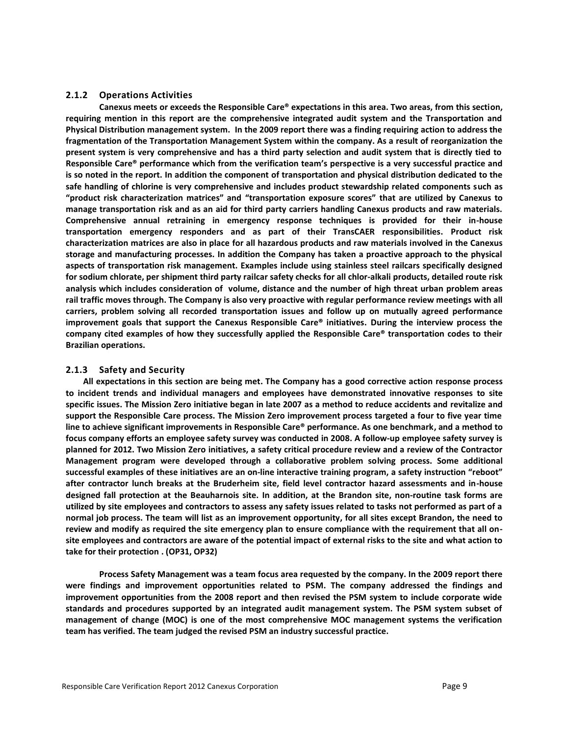### 2.1.2 Operations Activities

**Canexus meets or exceeds the Responsible Care® expectations in this area. Two areas, from this section, requiring mention in this report are the comprehensive integrated audit system and the Transportation and Physical Distribution management system. In the 2009 report there was a finding requiring action to address the fragmentation of the Transportation Management System within the company. As a result of reorganization the present system is very comprehensive and has a third party selection and audit system that is directly tied to Responsible Care® performance which from the verification team's perspective is a very successful practice and is so noted in the report. In addition the component of transportation and physical distribution dedicated to the safe handling of chlorine is very comprehensive and includes product stewardship related components such as "product risk characterization matrices" and "transportation exposure scores" that are utilized by Canexus to manage transportation risk and as an aid for third party carriers handling Canexus products and raw materials. Comprehensive annual retraining in emergency response techniques is provided for their in-house transportation emergency responders and as part of their TransCAER responsibilities. Product risk characterization matrices are also in place for all hazardous products and raw materials involved in the Canexus storage and manufacturing processes. In addition the Company has taken a proactive approach to the physical aspects of transportation risk management. Examples include using stainless steel railcars specifically designed for sodium chlorate, per shipment third party railcar safety checks for all chlor-alkali products, detailed route risk analysis which includes consideration of volume, distance and the number of high threat urban problem areas rail traffic moves through. The Company is also very proactive with regular performance review meetings with all carriers, problem solving all recorded transportation issues and follow up on mutually agreed performance improvement goals that support the Canexus Responsible Care® initiatives. During the interview process the company cited examples of how they successfully applied the Responsible Care® transportation codes to their Brazilian operations.**

### 2.1.3 Safety and Security

**All expectations in this section are being met. The Company has a good corrective action response process to incident trends and individual managers and employees have demonstrated innovative responses to site specific issues. The Mission Zero initiative began in late 2007 as a method to reduce accidents and revitalize and support the Responsible Care process. The Mission Zero improvement process targeted a four to five year time line to achieve significant improvements in Responsible Care® performance. As one benchmark, and a method to focus company efforts an employee safety survey was conducted in 2008. A follow-up employee safety survey is planned for 2012. Two Mission Zero initiatives, a safety critical procedure review and a review of the Contractor Management program were developed through a collaborative problem solving process. Some additional successful examples of these initiatives are an on-line interactive training program, a safety instruction "reboot" after contractor lunch breaks at the Bruderheim site, field level contractor hazard assessments and in-house designed fall protection at the Beauharnois site. In addition, at the Brandon site, non-routine task forms are utilized by site employees and contractors to assess any safety issues related to tasks not performed as part of a normal job process. The team will list as an improvement opportunity, for all sites except Brandon, the need to review and modify as required the site emergency plan to ensure compliance with the requirement that all on-site employees and contractors are aware of the potential impact of external risks to the site and what action to take for their protection . (OP31, OP32)**

**Process Safety Management was a team focus area requested by the company. In the 2009 report there were findings and improvement opportunities related to PSM. The company addressed the findings and improvement opportunities from the 2008 report and then revised the PSM system to include corporate wide standards and procedures supported by an integrated audit management system. The PSM system subset of management of change (MOC) is one of the most comprehensive MOC management systems the verification team has verified. The team judged the revised PSM an industry successful practice.**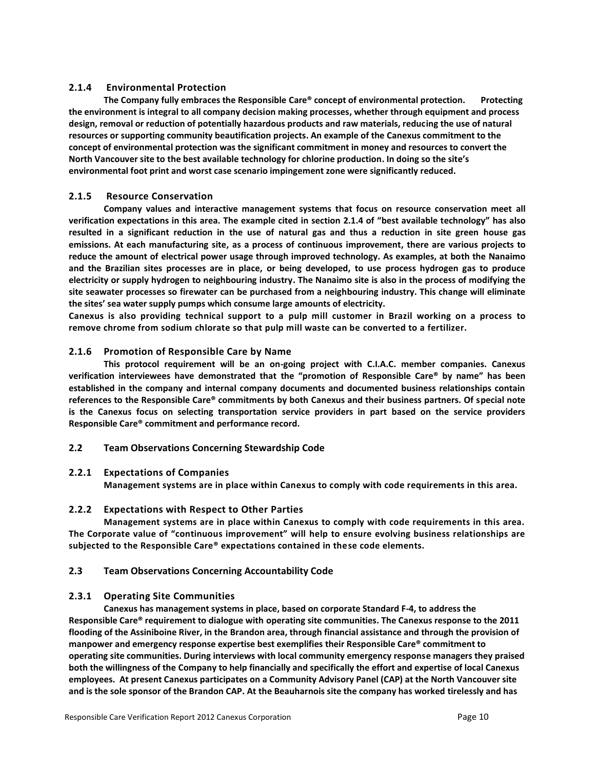### 2.1.4 Environmental Protection

**The Company fully embraces the Responsible Care® concept of environmental protection. Protecting the environment is integral to all company decision making processes, whether through equipment and process design, removal or reduction of potentially hazardous products and raw materials, reducing the use of natural resources or supporting community beautification projects. An example of the Canexus commitment to the concept of environmental protection was the significant commitment in money and resources to convert the North Vancouver site to the best available technology for chlorine production. In doing so the site's environmental foot print and worst case scenario impingement zone were significantly reduced.**

### 2.1.5 Resource Conservation

**Company values and interactive management systems that focus on resource conservation meet all verification expectations in this area. The example cited in section 2.1.4 of "best available technology" has also resulted in a significant reduction in the use of natural gas and thus a reduction in site green house gas emissions. At each manufacturing site, as a process of continuous improvement, there are various projects to reduce the amount of electrical power usage through improved technology. As examples, at both the Nanaimo and the Brazilian sites processes are in place, or being developed, to use process hydrogen gas to produce electricity or supply hydrogen to neighbouring industry. The Nanaimo site is also in the process of modifying the site seawater processes so firewater can be purchased from a neighbouring industry. This change will eliminate the sites' sea water supply pumps which consume large amounts of electricity.**

**Canexus is also providing technical support to a pulp mill customer in Brazil working on a process to remove chrome from sodium chlorate so that pulp mill waste can be converted to a fertilizer.**

### 2.1.6 Promotion of Responsible Care by Name

**This protocol requirement will be an on-going project with C.I.A.C. member companies. Canexus verification interviewees have demonstrated that the "promotion of Responsible Care® by name" has been established in the company and internal company documents and documented business relationships contain references to the Responsible Care® commitments by both Canexus and their business partners. Of special note is the Canexus focus on selecting transportation service providers in part based on the service providers Responsible Care® commitment and performance record.**

## 2.2 Team Observations Concerning Stewardship Code

### 2.2.1 Expectations of Companies

**Management systems are in place within Canexus to comply with code requirements in this area.**

### 2.2.2 Expectations with Respect to Other Parties

**Management systems are in place within Canexus to comply with code requirements in this area. The Corporate value of "continuous improvement" will help to ensure evolving business relationships are subjected to the Responsible Care® expectations contained in these code elements.**

## 2.3 Team Observations Concerning Accountability Code

### 2.3.1 Operating Site Communities

**Canexus has management systems in place, based on corporate Standard F-4, to address the Responsible Care® requirement to dialogue with operating site communities. The Canexus response to the 2011 flooding of the Assiniboine River, in the Brandon area, through financial assistance and through the provision of manpower and emergency response expertise best exemplifies their Responsible Care® commitment to operating site communities. During interviews with local community emergency response managers they praised both the willingness of the Company to help financially and specifically the effort and expertise of local Canexus employees. At present Canexus participates on a Community Advisory Panel (CAP) at the North Vancouver site and is the sole sponsor of the Brandon CAP. At the Beauharnois site the company has worked tirelessly and has**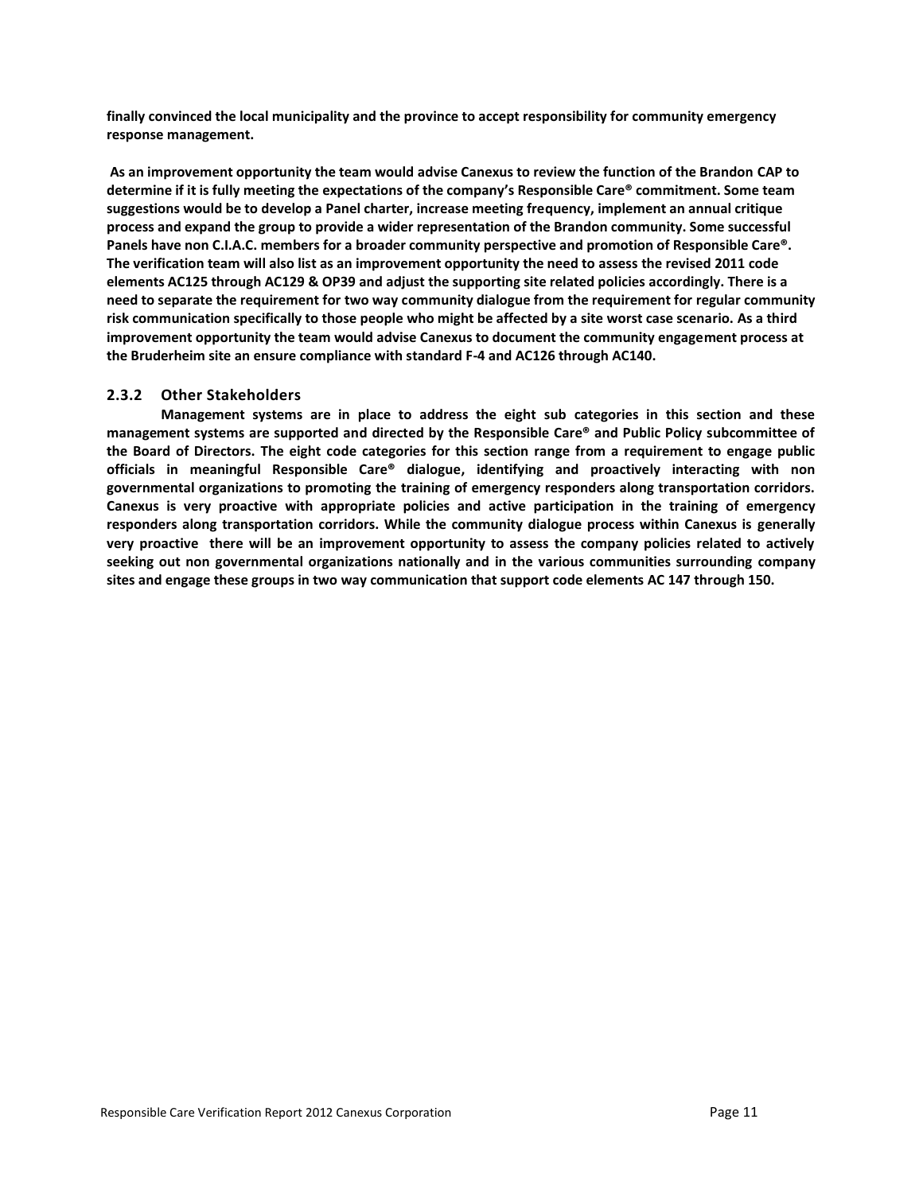**finally convinced the local municipality and the province to accept responsibility for community emergency response management.**

**As an improvement opportunity the team would advise Canexus to review the function of the Brandon CAP to determine if it is fully meeting the expectations of the company's Responsible Care® commitment. Some team suggestions would be to develop a Panel charter, increase meeting frequency, implement an annual critique process and expand the group to provide a wider representation of the Brandon community. Some successful Panels have non C.I.A.C. members for a broader community perspective and promotion of Responsible Care®. The verification team will also list as an improvement opportunity the need to assess the revised 2011 code elements AC125 through AC129 & OP39 and adjust the supporting site related policies accordingly. There is a need to separate the requirement for two way community dialogue from the requirement for regular community risk communication specifically to those people who might be affected by a site worst case scenario. As a third improvement opportunity the team would advise Canexus to document the community engagement process at the Bruderheim site an ensure compliance with standard F-4 and AC126 through AC140.**

### 2.3.2 Other Stakeholders

**Management systems are in place to address the eight sub categories in this section and these management systems are supported and directed by the Responsible Care® and Public Policy subcommittee of the Board of Directors. The eight code categories for this section range from a requirement to engage public officials in meaningful Responsible Care® dialogue, identifying and proactively interacting with non governmental organizations to promoting the training of emergency responders along transportation corridors. Canexus is very proactive with appropriate policies and active participation in the training of emergency responders along transportation corridors. While the community dialogue process within Canexus is generally very proactive there will be an improvement opportunity to assess the company policies related to actively seeking out non governmental organizations nationally and in the various communities surrounding company sites and engage these groups in two way communication that support code elements AC 147 through 150.**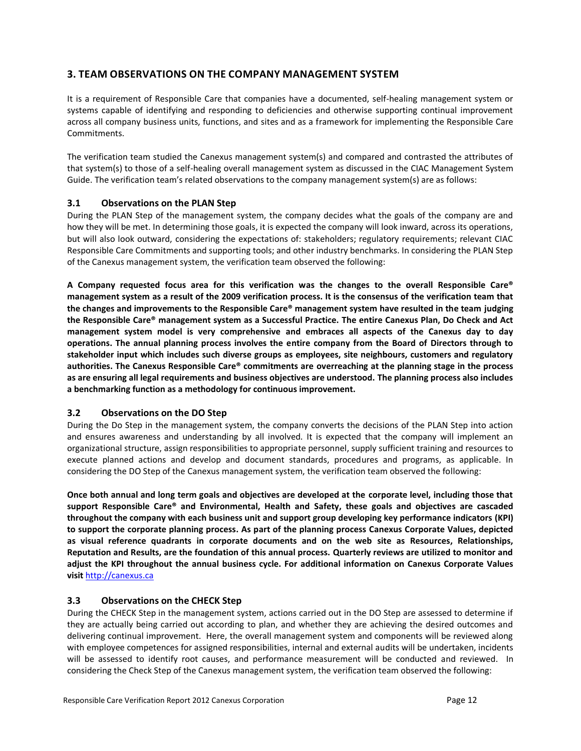## 3. TEAM OBSERVATIONS ON THE COMPANY MANAGEMENT SYSTEM

It is a requirement of Responsible Care that companies have a documented, self-healing management system or systems capable of identifying and responding to deficiencies and otherwise supporting continual improvement across all company business units, functions, and sites and as a framework for implementing the Responsible Care Commitments.

The verification team studied the Canexus management system(s) and compared and contrasted the attributes of that system(s) to those of a self-healing overall management system as discussed in the CIAC Management System Guide. The verification team's related observations to the company management system(s) are as follows:

### 3.1 Observations on the PLAN Step

During the PLAN Step of the management system, the company decides what the goals of the company are and how they will be met. In determining those goals, it is expected the company will look inward, across its operations, but will also look outward, considering the expectations of: stakeholders; regulatory requirements; relevant CIAC Responsible Care Commitments and supporting tools; and other industry benchmarks. In considering the PLAN Step of the Canexus management system, the verification team observed the following:

**A Company requested focus area for this verification was the changes to the overall Responsible Care® management system as a result of the 2009 verification process. It is the consensus of the verification team that the changes and improvements to the Responsible Care® management system have resulted in the team judging the Responsible Care® management system as a Successful Practice. The entire Canexus Plan, Do Check and Act management system model is very comprehensive and embraces all aspects of the Canexus day to day operations. The annual planning process involves the entire company from the Board of Directors through to stakeholder input which includes such diverse groups as employees, site neighbours, customers and regulatory authorities. The Canexus Responsible Care® commitments are overreaching at the planning stage in the process as are ensuring all legal requirements and business objectives are understood. The planning process also includes a benchmarking function as a methodology for continuous improvement.**

### 3.2 Observations on the DO Step

During the Do Step in the management system, the company converts the decisions of the PLAN Step into action and ensures awareness and understanding by all involved. It is expected that the company will implement an organizational structure, assign responsibilities to appropriate personnel, supply sufficient training and resources to execute planned actions and develop and document standards, procedures and programs, as applicable. In considering the DO Step of the Canexus management system, the verification team observed the following:

**Once both annual and long term goals and objectives are developed at the corporate level, including those that support Responsible Care® and Environmental, Health and Safety, these goals and objectives are cascaded throughout the company with each business unit and support group developing key performance indicators (KPI) to support the corporate planning process. As part of the planning process Canexus Corporate Values, depicted as visual reference quadrants in corporate documents and on the web site as Resources, Relationships, Reputation and Results, are the foundation of this annual process. Quarterly reviews are utilized to monitor and adjust the KPI throughout the annual business cycle. For additional information on Canexus Corporate Values visit** [http://canexus.ca](http://canexus.ca)

### 3.3 Observations on the CHECK Step

During the CHECK Step in the management system, actions carried out in the DO Step are assessed to determine if they are actually being carried out according to plan, and whether they are achieving the desired outcomes and delivering continual improvement. Here, the overall management system and components will be reviewed along with employee competences for assigned responsibilities, internal and external audits will be undertaken, incidents will be assessed to identify root causes, and performance measurement will be conducted and reviewed. In considering the Check Step of the Canexus management system, the verification team observed the following: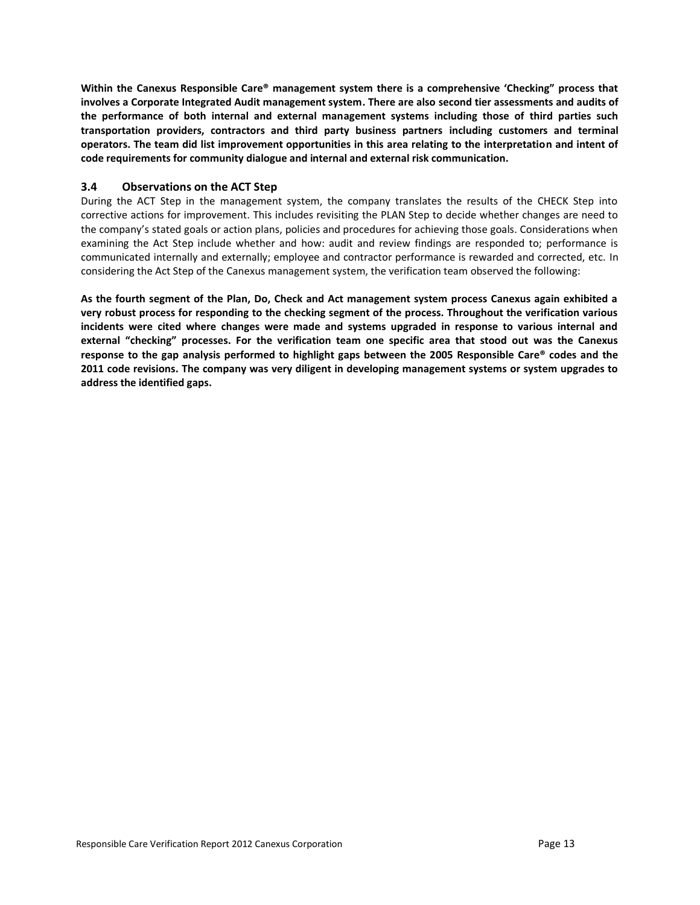**Within the Canexus Responsible Care® management system there is a comprehensive 'Checking" process that involves a Corporate Integrated Audit management system. There are also second tier assessments and audits of the performance of both internal and external management systems including those of third parties such transportation providers, contractors and third party business partners including customers and terminal operators. The team did list improvement opportunities in this area relating to the interpretation and intent of code requirements for community dialogue and internal and external risk communication.**

### 3.4 Observations on the ACT Step

During the ACT Step in the management system, the company translates the results of the CHECK Step into corrective actions for improvement. This includes revisiting the PLAN Step to decide whether changes are need to the company's stated goals or action plans, policies and procedures for achieving those goals. Considerations when examining the Act Step include whether and how: audit and review findings are responded to; performance is communicated internally and externally; employee and contractor performance is rewarded and corrected, etc. In considering the Act Step of the Canexus management system, the verification team observed the following:

**As the fourth segment of the Plan, Do, Check and Act management system process Canexus again exhibited a very robust process for responding to the checking segment of the process. Throughout the verification various incidents were cited where changes were made and systems upgraded in response to various internal and external "checking" processes. For the verification team one specific area that stood out was the Canexus response to the gap analysis performed to highlight gaps between the 2005 Responsible Care® codes and the 2011 code revisions. The company was very diligent in developing management systems or system upgrades to address the identified gaps.**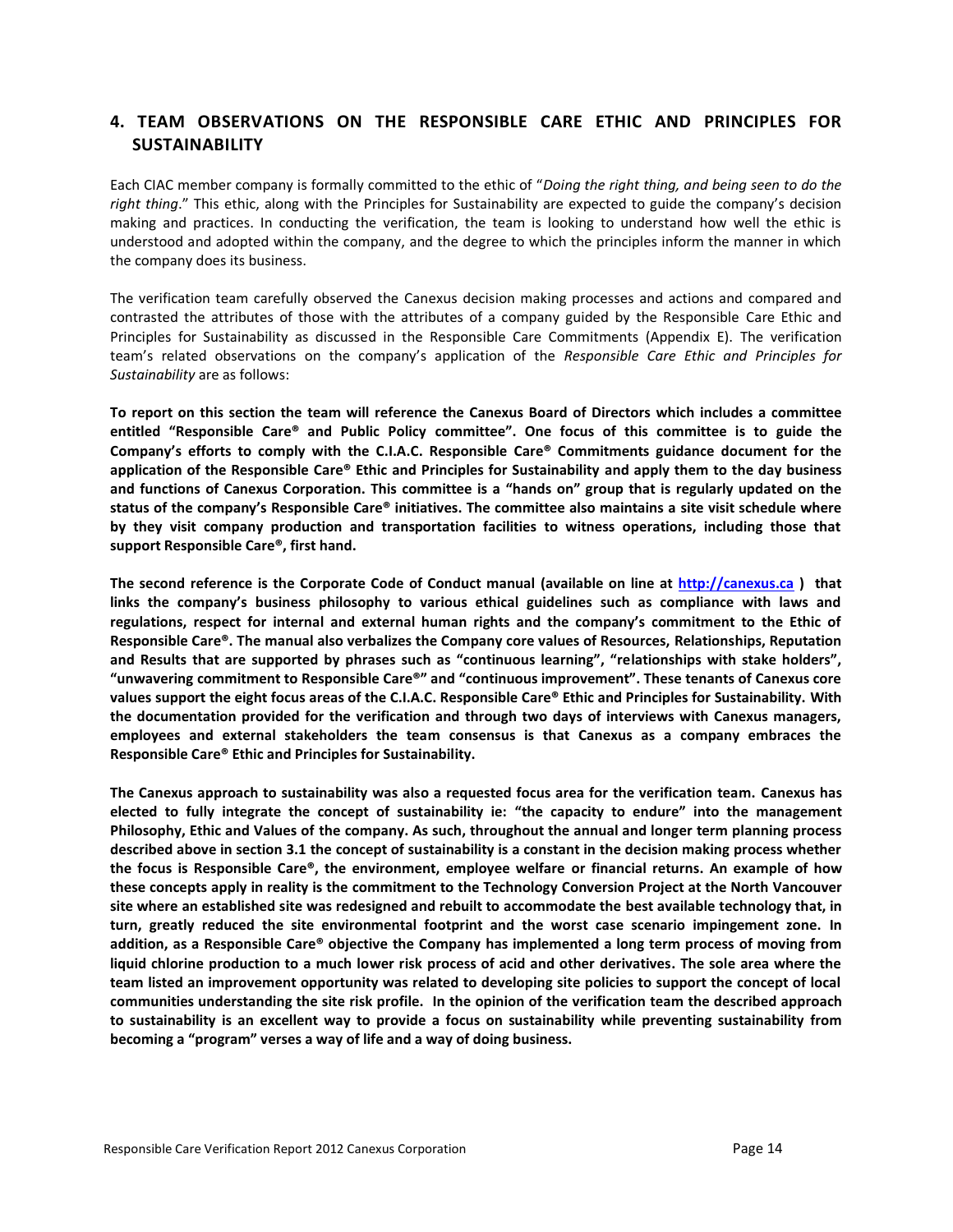## 4. TEAM OBSERVATIONS ON THE RESPONSIBLE CARE ETHIC AND PRINCIPLES FOR SUSTAINABILITY

Each CIAC member company is formally committed to the ethic of "*Doing the right thing, and being seen to do the right thing*." This ethic, along with the Principles for Sustainability are expected to guide the company's decision making and practices. In conducting the verification, the team is looking to understand how well the ethic is understood and adopted within the company, and the degree to which the principles inform the manner in which the company does its business.

The verification team carefully observed the Canexus decision making processes and actions and compared and contrasted the attributes of those with the attributes of a company guided by the Responsible Care Ethic and Principles for Sustainability as discussed in the Responsible Care Commitments (Appendix E). The verification team's related observations on the company's application of the *Responsible Care Ethic and Principles for Sustainability* are as follows:

**To report on this section the team will reference the Canexus Board of Directors which includes a committee entitled "Responsible Care® and Public Policy committee". One focus of this committee is to guide the Company's efforts to comply with the C.I.A.C. Responsible Care® Commitments guidance document for the application of the Responsible Care® Ethic and Principles for Sustainability and apply them to the day business and functions of Canexus Corporation. This committee is a "hands on" group that is regularly updated on the status of the company's Responsible Care® initiatives. The committee also maintains a site visit schedule where by they visit company production and transportation facilities to witness operations, including those that support Responsible Care®, first hand.**

**The second reference is the Corporate Code of Conduct manual (available on line at [http://canexus.ca](http://canexus.ca) ) that links the company's business philosophy to various ethical guidelines such as compliance with laws and regulations, respect for internal and external human rights and the company's commitment to the Ethic of Responsible Care®. The manual also verbalizes the Company core values of Resources, Relationships, Reputation and Results that are supported by phrases such as "continuous learning", "relationships with stake holders", "unwavering commitment to Responsible Care®" and "continuous improvement". These tenants of Canexus core values support the eight focus areas of the C.I.A.C. Responsible Care® Ethic and Principles for Sustainability. With the documentation provided for the verification and through two days of interviews with Canexus managers, employees and external stakeholders the team consensus is that Canexus as a company embraces the Responsible Care® Ethic and Principles for Sustainability.**

**The Canexus approach to sustainability was also a requested focus area for the verification team. Canexus has elected to fully integrate the concept of sustainability ie: "the capacity to endure" into the management Philosophy, Ethic and Values of the company. As such, throughout the annual and longer term planning process described above in section 3.1 the concept of sustainability is a constant in the decision making process whether the focus is Responsible Care®, the environment, employee welfare or financial returns. An example of how these concepts apply in reality is the commitment to the Technology Conversion Project at the North Vancouver site where an established site was redesigned and rebuilt to accommodate the best available technology that, in turn, greatly reduced the site environmental footprint and the worst case scenario impingement zone. In addition, as a Responsible Care® objective the Company has implemented a long term process of moving from liquid chlorine production to a much lower risk process of acid and other derivatives. The sole area where the team listed an improvement opportunity was related to developing site policies to support the concept of local communities understanding the site risk profile. In the opinion of the verification team the described approach to sustainability is an excellent way to provide a focus on sustainability while preventing sustainability from becoming a "program" verses a way of life and a way of doing business.**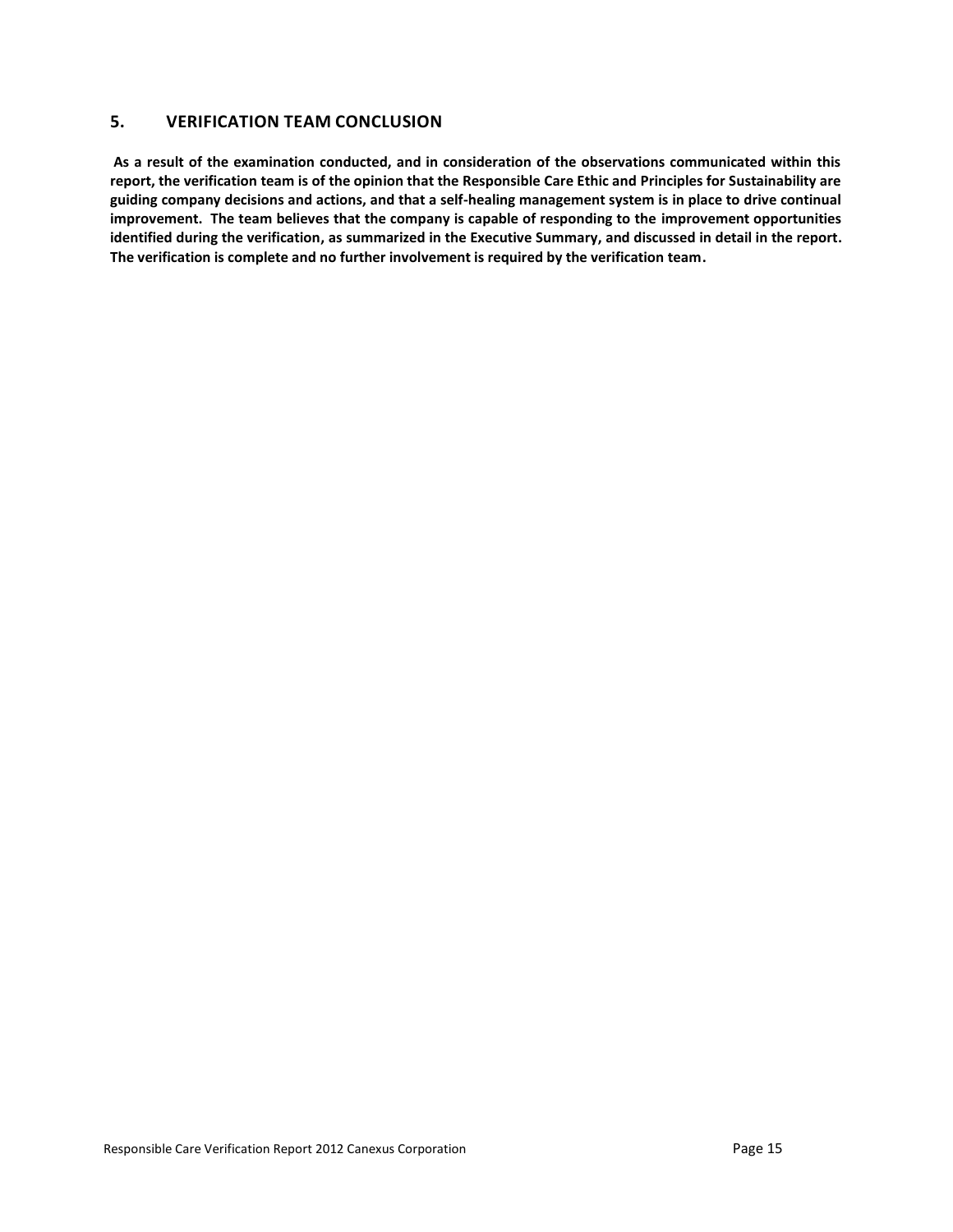## 5. VERIFICATION TEAM CONCLUSION

**As a result of the examination conducted, and in consideration of the observations communicated within this report, the verification team is of the opinion that the Responsible Care Ethic and Principles for Sustainability are guiding company decisions and actions, and that a self-healing management system is in place to drive continual improvement. The team believes that the company is capable of responding to the improvement opportunities identified during the verification, as summarized in the Executive Summary, and discussed in detail in the report. The verification is complete and no further involvement is required by the verification team.**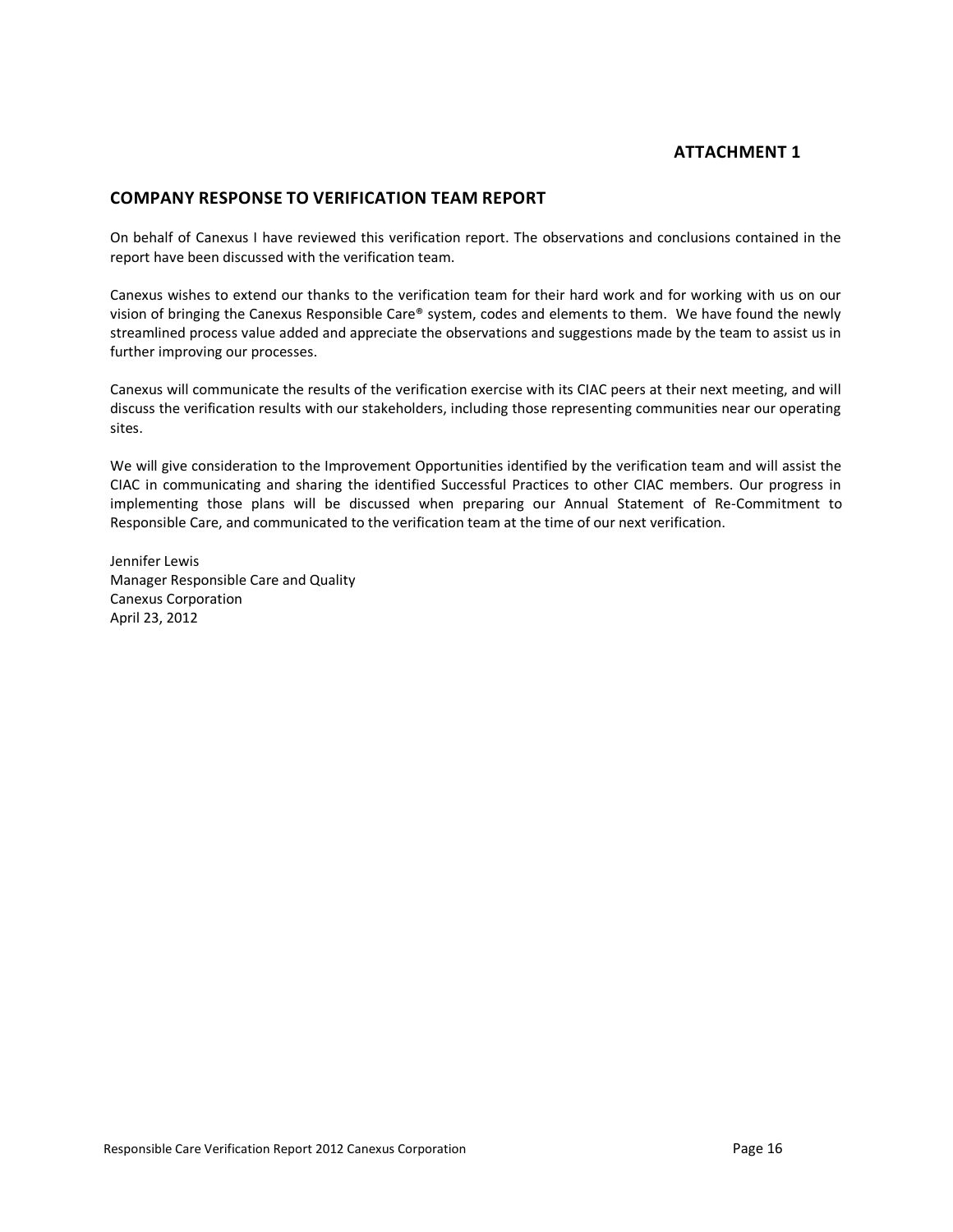**ATTACHMENT 1**

## COMPANY RESPONSE TO VERIFICATION TEAM REPORT

On behalf of Canexus I have reviewed this verification report. The observations and conclusions contained in the report have been discussed with the verification team.

Canexus wishes to extend our thanks to the verification team for their hard work and for working with us on our vision of bringing the Canexus Responsible Care® system, codes and elements to them. We have found the newly streamlined process value added and appreciate the observations and suggestions made by the team to assist us in further improving our processes.

Canexus will communicate the results of the verification exercise with its CIAC peers at their next meeting, and will discuss the verification results with our stakeholders, including those representing communities near our operating sites.

We will give consideration to the Improvement Opportunities identified by the verification team and will assist the CIAC in communicating and sharing the identified Successful Practices to other CIAC members. Our progress in implementing those plans will be discussed when preparing our Annual Statement of Re-Commitment to Responsible Care, and communicated to the verification team at the time of our next verification.

Jennifer Lewis
Manager Responsible Care and Quality
Canexus Corporation
April 23, 2012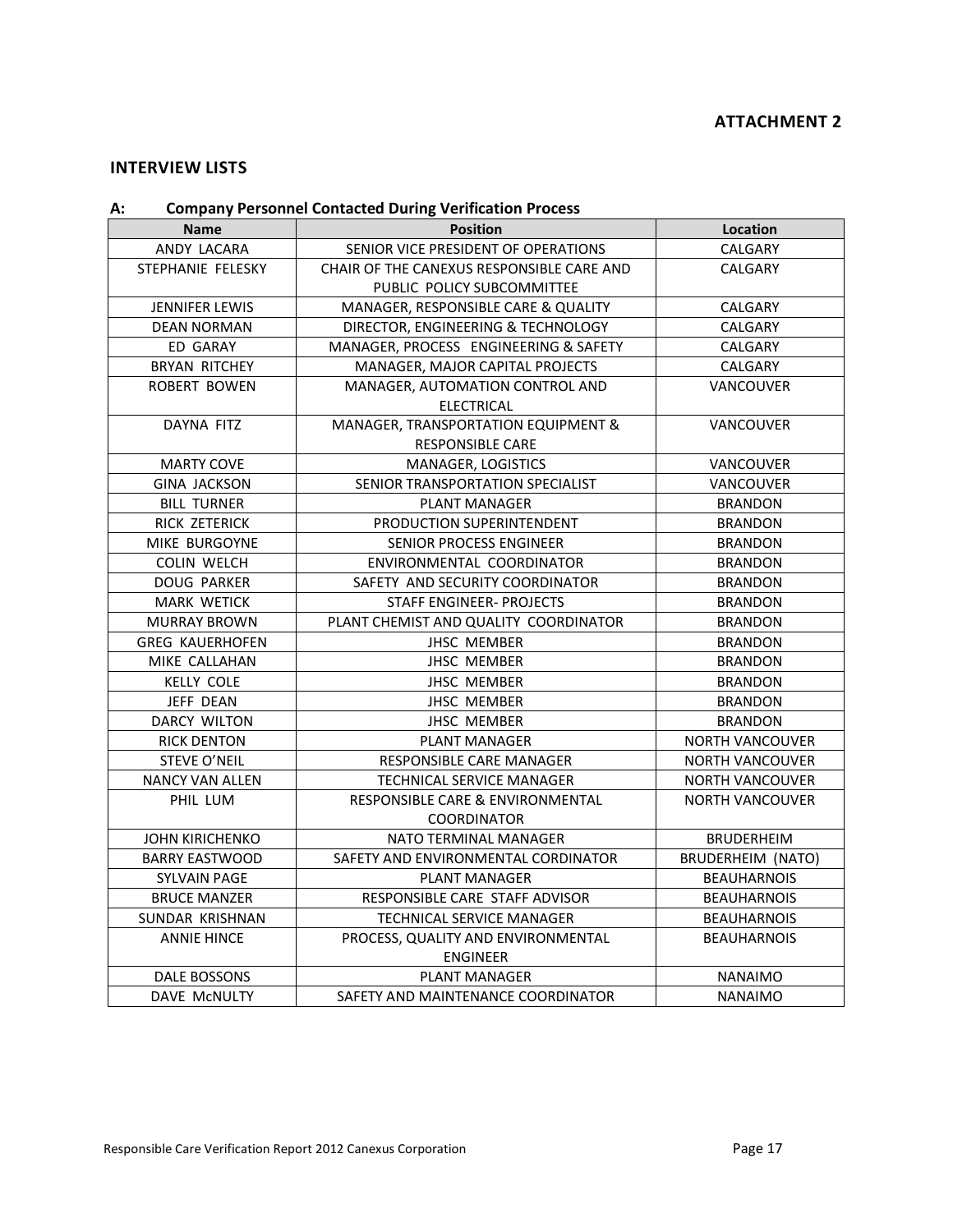**ATTACHMENT 2**

## INTERVIEW LISTS

### A: Company Personnel Contacted During Verification Process

| Name | Position | Location |
|---|---|---|
| ANDY LACARA | SENIOR VICE PRESIDENT OF OPERATIONS | CALGARY |
| STEPHANIE FELESKY | CHAIR OF THE CANEXUS RESPONSIBLE CARE AND PUBLIC POLICY SUBCOMMITTEE | CALGARY |
| JENNIFER LEWIS | MANAGER, RESPONSIBLE CARE & QUALITY | CALGARY |
| DEAN NORMAN | DIRECTOR, ENGINEERING & TECHNOLOGY | CALGARY |
| ED GARAY | MANAGER, PROCESS ENGINEERING & SAFETY | CALGARY |
| BRYAN RITCHEY | MANAGER, MAJOR CAPITAL PROJECTS | CALGARY |
| ROBERT BOWEN | MANAGER, AUTOMATION CONTROL AND ELECTRICAL | VANCOUVER |
| DAYNA FITZ | MANAGER, TRANSPORTATION EQUIPMENT & RESPONSIBLE CARE | VANCOUVER |
| MARTY COVE | MANAGER, LOGISTICS | VANCOUVER |
| GINA JACKSON | SENIOR TRANSPORTATION SPECIALIST | VANCOUVER |
| BILL TURNER | PLANT MANAGER | BRANDON |
| RICK ZETERICK | PRODUCTION SUPERINTENDENT | BRANDON |
| MIKE BURGOYNE | SENIOR PROCESS ENGINEER | BRANDON |
| COLIN WELCH | ENVIRONMENTAL COORDINATOR | BRANDON |
| DOUG PARKER | SAFETY AND SECURITY COORDINATOR | BRANDON |
| MARK WETICK | STAFF ENGINEER- PROJECTS | BRANDON |
| MURRAY BROWN | PLANT CHEMIST AND QUALITY COORDINATOR | BRANDON |
| GREG KAUERHOFEN | JHSC MEMBER | BRANDON |
| MIKE CALLAHAN | JHSC MEMBER | BRANDON |
| KELLY COLE | JHSC MEMBER | BRANDON |
| JEFF DEAN | JHSC MEMBER | BRANDON |
| DARCY WILTON | JHSC MEMBER | BRANDON |
| RICK DENTON | PLANT MANAGER | NORTH VANCOUVER |
| STEVE O'NEIL | RESPONSIBLE CARE MANAGER | NORTH VANCOUVER |
| NANCY VAN ALLEN | TECHNICAL SERVICE MANAGER | NORTH VANCOUVER |
| PHIL LUM | RESPONSIBLE CARE & ENVIRONMENTAL COORDINATOR | NORTH VANCOUVER |
| JOHN KIRICHENKO | NATO TERMINAL MANAGER | BRUDERHEIM |
| BARRY EASTWOOD | SAFETY AND ENVIRONMENTAL CORDINATOR | BRUDERHEIM (NATO) |
| SYLVAIN PAGE | PLANT MANAGER | BEAUHARNOIS |
| BRUCE MANZER | RESPONSIBLE CARE STAFF ADVISOR | BEAUHARNOIS |
| SUNDAR KRISHNAN | TECHNICAL SERVICE MANAGER | BEAUHARNOIS |
| ANNIE HINCE | PROCESS, QUALITY AND ENVIRONMENTAL ENGINEER | BEAUHARNOIS |
| DALE BOSSONS | PLANT MANAGER | NANAIMO |
| DAVE McNULTY | SAFETY AND MAINTENANCE COORDINATOR | NANAIMO |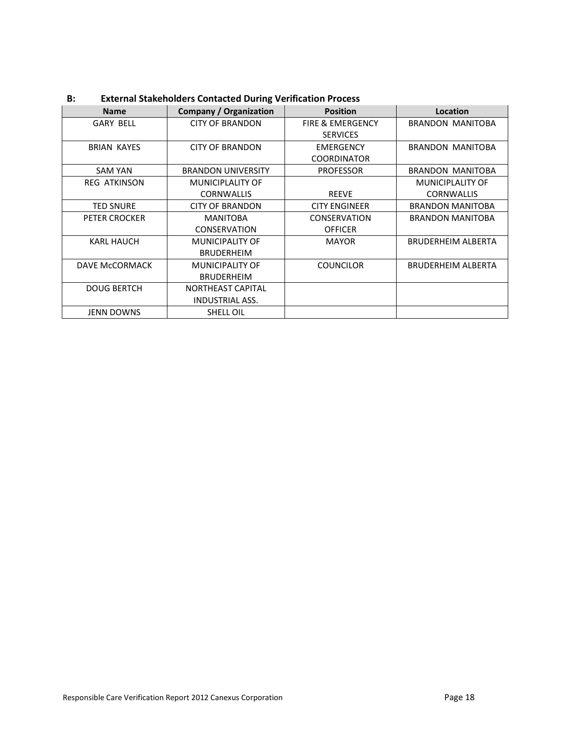**B: External Stakeholders Contacted During Verification Process**

| Name | Company / Organization | Position | Location |
|---|---|---|---|
| GARY BELL | CITY OF BRANDON | FIRE & EMERGENCY SERVICES | BRANDON MANITOBA |
| BRIAN KAYES | CITY OF BRANDON | EMERGENCY COORDINATOR | BRANDON MANITOBA |
| SAM YAN | BRANDON UNIVERSITY | PROFESSOR | BRANDON MANITOBA |
| REG ATKINSON | MUNICIPLALITY OF CORNWALLIS | REEVE | MUNICIPLALITY OF CORNWALLIS |
| TED SNURE | CITY OF BRANDON | CITY ENGINEER | BRANDON MANITOBA |
| PETER CROCKER | MANITOBA CONSERVATION | CONSERVATION OFFICER | BRANDON MANITOBA |
| KARL HAUCH | MUNICIPALITY OF BRUDERHEIM | MAYOR | BRUDERHEIM ALBERTA |
| DAVE McCORMACK | MUNICIPALITY OF BRUDERHEIM | COUNCILOR | BRUDERHEIM ALBERTA |
| DOUG BERTCH | NORTHEAST CAPITAL INDUSTRIAL ASS. | | |
| JENN DOWNS | SHELL OIL | | |